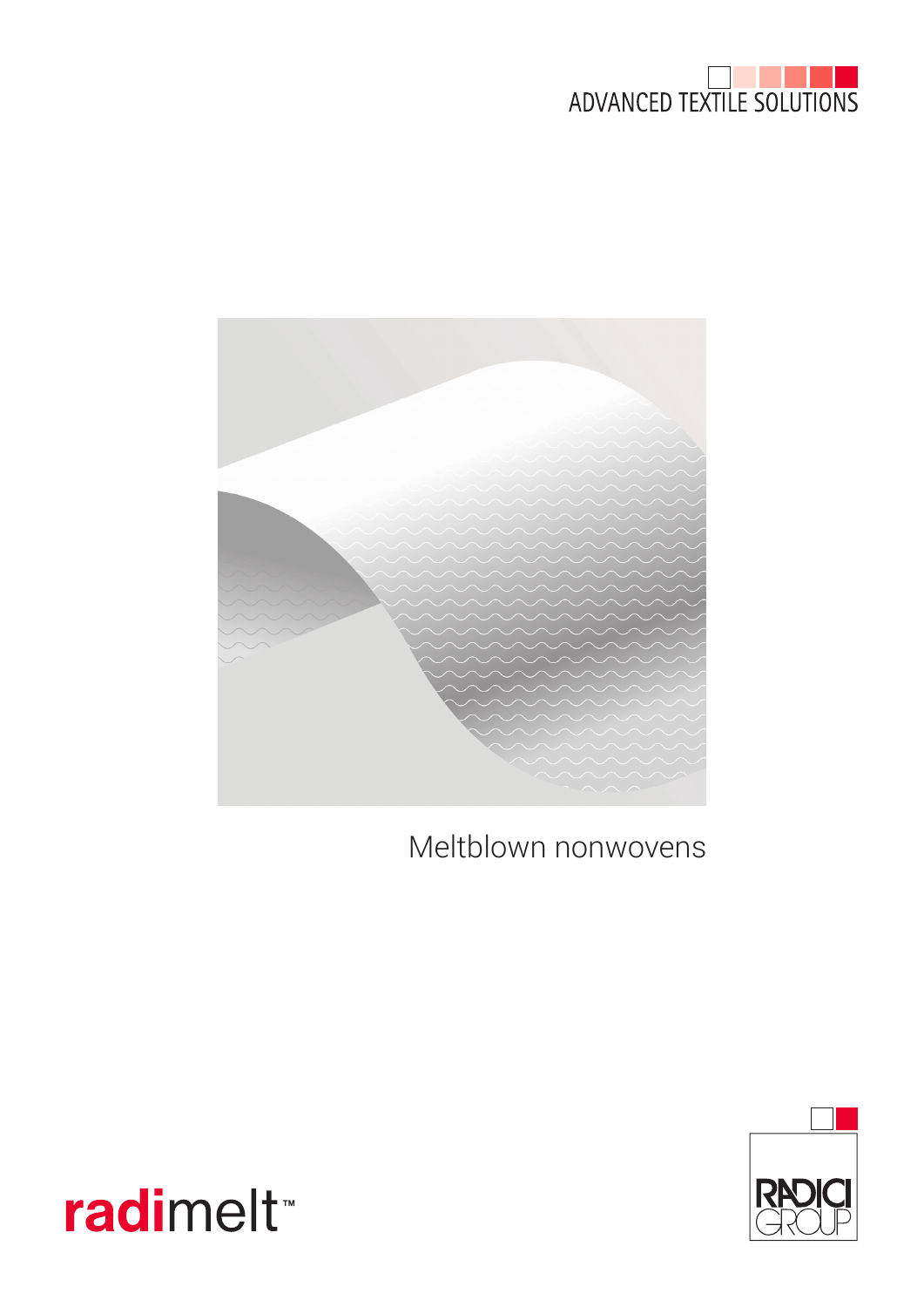ADVANCED TEXTILE SOLUTIONS

# Meltblown nonwovens

radimelt™

RADICI GROUP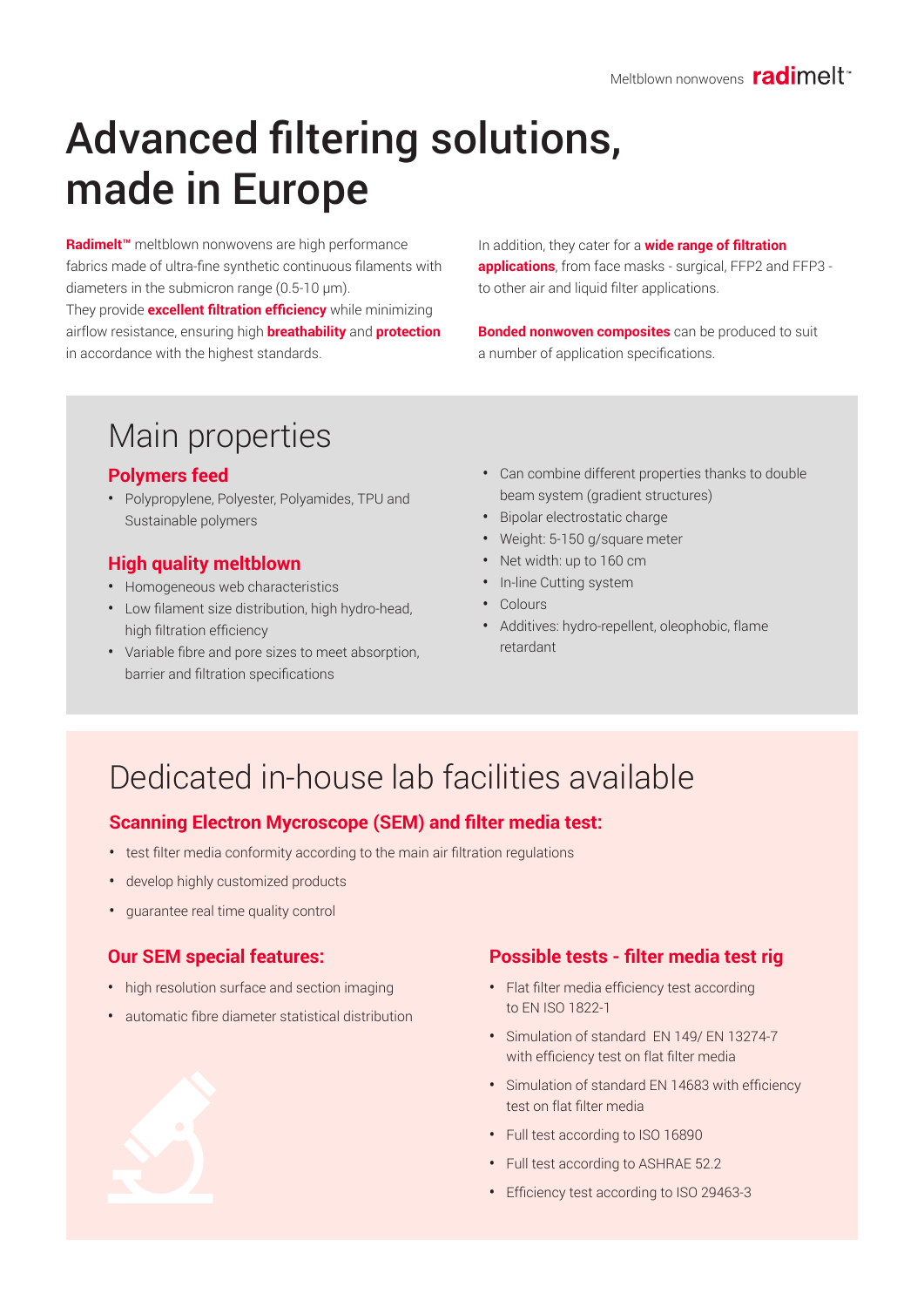# Advanced filtering solutions, made in Europe

**Radimelt™** meltblown nonwovens are high performance fabrics made of ultra-fine synthetic continuous filaments with diameters in the submicron range (0.5-10 μm).
They provide **excellent filtration efficiency** while minimizing airflow resistance, ensuring high **breathability** and **protection** in accordance with the highest standards.

In addition, they cater for a **wide range of filtration applications**, from face masks - surgical, FFP2 and FFP3 - to other air and liquid filter applications.

**Bonded nonwoven composites** can be produced to suit a number of application specifications.

## Main properties

### Polymers feed

- Polypropylene, Polyester, Polyamides, TPU and Sustainable polymers

### High quality meltblown

- Homogeneous web characteristics
- Low filament size distribution, high hydro-head, high filtration efficiency
- Variable fibre and pore sizes to meet absorption, barrier and filtration specifications
- Can combine different properties thanks to double beam system (gradient structures)
- Bipolar electrostatic charge
- Weight: 5-150 g/square meter
- Net width: up to 160 cm
- In-line Cutting system
- Colours
- Additives: hydro-repellent, oleophobic, flame retardant

## Dedicated in-house lab facilities available

### Scanning Electron Mycroscope (SEM) and filter media test:

- test filter media conformity according to the main air filtration regulations
- develop highly customized products
- guarantee real time quality control

### Our SEM special features:

- high resolution surface and section imaging
- automatic fibre diameter statistical distribution

### Possible tests - filter media test rig

- Flat filter media efficiency test according to EN ISO 1822-1
- Simulation of standard EN 149/ EN 13274-7 with efficiency test on flat filter media
- Simulation of standard EN 14683 with efficiency test on flat filter media
- Full test according to ISO 16890
- Full test according to ASHRAE 52.2
- Efficiency test according to ISO 29463-3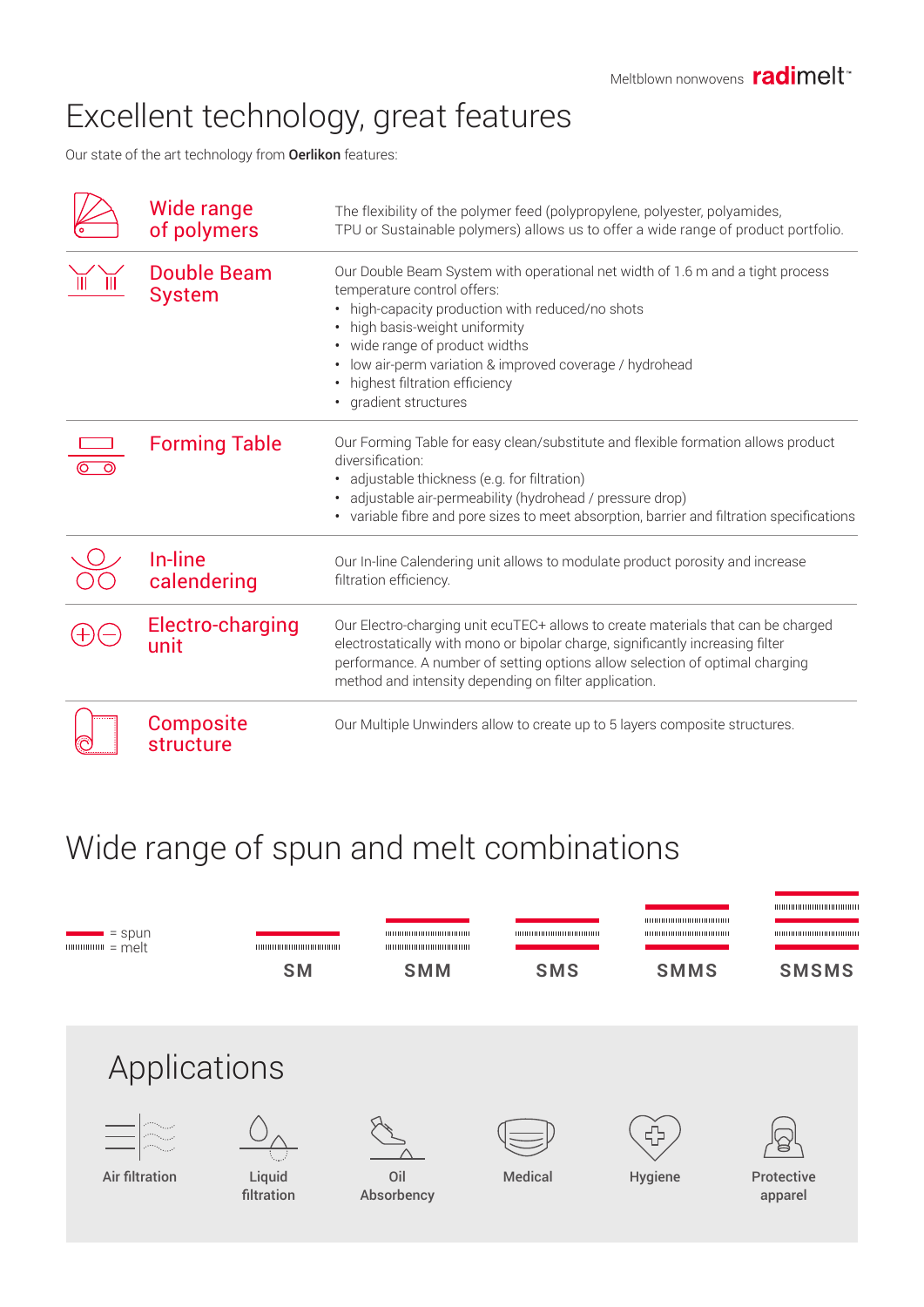# Excellent technology, great features

Our state of the art technology from **Oerlikon** features:

| Feature | Description |
|---|---|
| Wide range of polymers | The flexibility of the polymer feed (polypropylene, polyester, polyamides, TPU or Sustainable polymers) allows us to offer a wide range of product portfolio. |
| Double Beam System | Our Double Beam System with operational net width of 1.6 m and a tight process temperature control offers:<br>• high-capacity production with reduced/no shots<br>• high basis-weight uniformity<br>• wide range of product widths<br>• low air-perm variation & improved coverage / hydrohead<br>• highest filtration efficiency<br>• gradient structures |
| Forming Table | Our Forming Table for easy clean/substitute and flexible formation allows product diversification:<br>• adjustable thickness (e.g. for filtration)<br>• adjustable air-permeability (hydrohead / pressure drop)<br>• variable fibre and pore sizes to meet absorption, barrier and filtration specifications |
| In-line calendering | Our In-line Calendering unit allows to modulate product porosity and increase filtration efficiency. |
| Electro-charging unit | Our Electro-charging unit ecuTEC+ allows to create materials that can be charged electrostatically with mono or bipolar charge, significantly increasing filter performance. A number of setting options allow selection of optimal charging method and intensity depending on filter application. |
| Composite structure | Our Multiple Unwinders allow to create up to 5 layers composite structures. |

# Wide range of spun and melt combinations

= spun
= melt

SM SMM SMS SMMS SMSMS

## Applications

- Air filtration
- Liquid filtration
- Oil Absorbency
- Medical
- Hygiene
- Protective apparel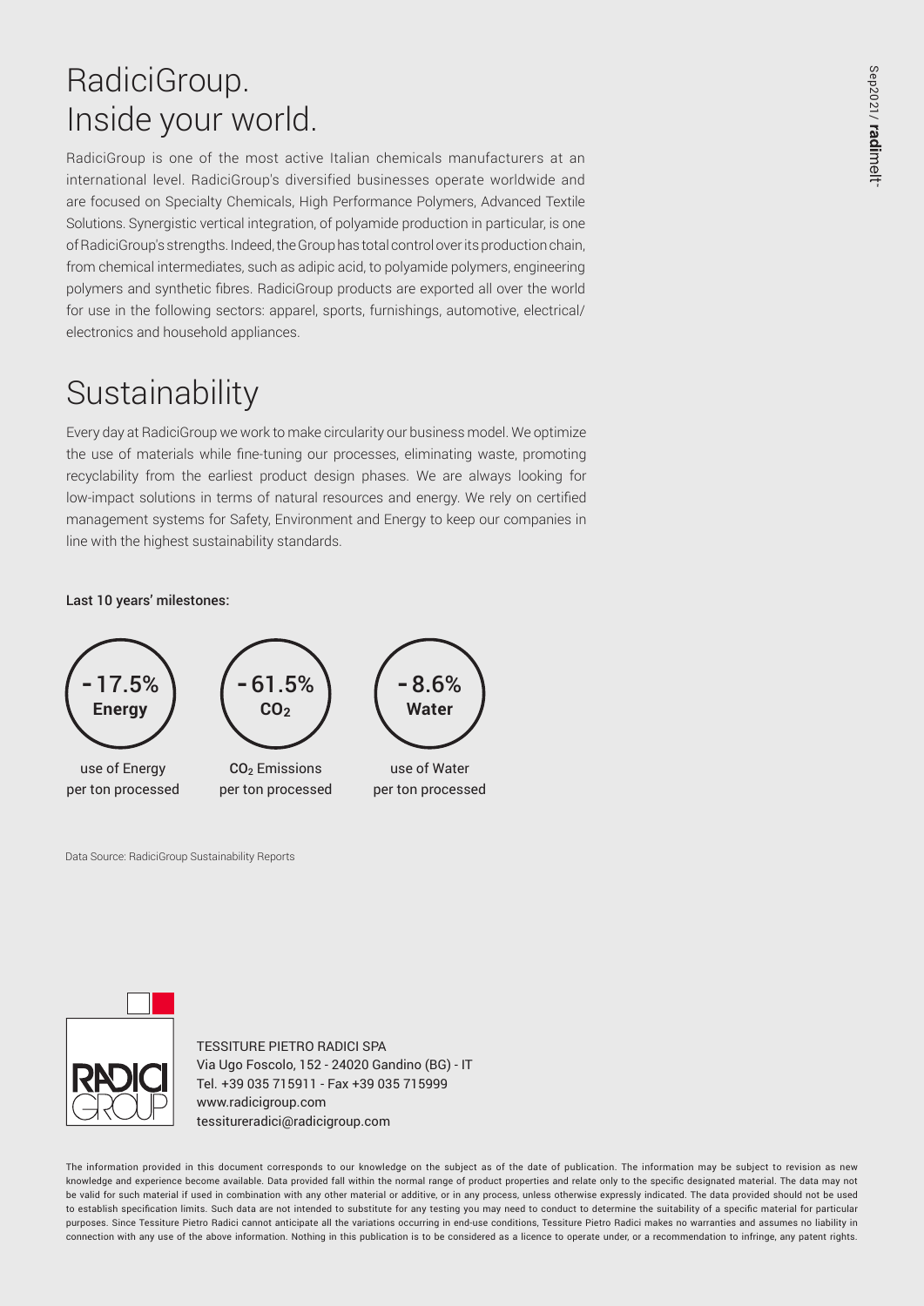# RadiciGroup. Inside your world.

RadiciGroup is one of the most active Italian chemicals manufacturers at an international level. RadiciGroup's diversified businesses operate worldwide and are focused on Specialty Chemicals, High Performance Polymers, Advanced Textile Solutions. Synergistic vertical integration, of polyamide production in particular, is one of RadiciGroup's strengths. Indeed, the Group has total control over its production chain, from chemical intermediates, such as adipic acid, to polyamide polymers, engineering polymers and synthetic fibres. RadiciGroup products are exported all over the world for use in the following sectors: apparel, sports, furnishings, automotive, electrical/ electronics and household appliances.

# Sustainability

Every day at RadiciGroup we work to make circularity our business model. We optimize the use of materials while fine-tuning our processes, eliminating waste, promoting recyclability from the earliest product design phases. We are always looking for low-impact solutions in terms of natural resources and energy. We rely on certified management systems for Safety, Environment and Energy to keep our companies in line with the highest sustainability standards.

**Last 10 years' milestones:**

**- 17.5% Energy**
use of Energy per ton processed

**- 61.5% $CO_2$**
$CO_2$ Emissions per ton processed

**- 8.6% Water**
use of Water per ton processed

Data Source: RadiciGroup Sustainability Reports

TESSITURE PIETRO RADICI SPA
Via Ugo Foscolo, 152 - 24020 Gandino (BG) - IT
Tel. +39 035 715911 - Fax +39 035 715999
www.radicigroup.com
tessitureradici@radicigroup.com

The information provided in this document corresponds to our knowledge on the subject as of the date of publication. The information may be subject to revision as new knowledge and experience become available. Data provided fall within the normal range of product properties and relate only to the specific designated material. The data may not be valid for such material if used in combination with any other material or additive, or in any process, unless otherwise expressly indicated. The data provided should not be used to establish specification limits. Such data are not intended to substitute for any testing you may need to conduct to determine the suitability of a specific material for particular purposes. Since Tessiture Pietro Radici cannot anticipate all the variations occurring in end-use conditions, Tessiture Pietro Radici makes no warranties and assumes no liability in connection with any use of the above information. Nothing in this publication is to be considered as a licence to operate under, or a recommendation to infringe, any patent rights.